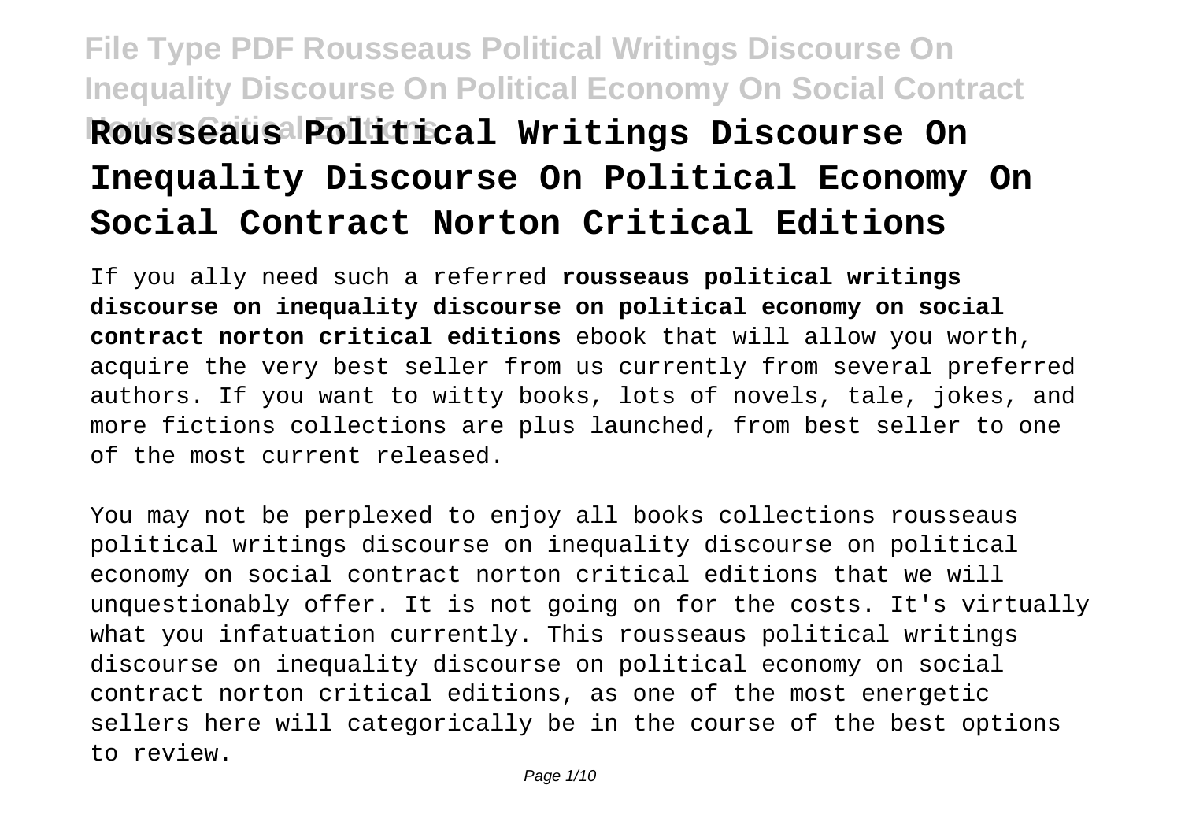# Rousseaus Political Writings Discourse On Inequality Discourse On Political Economy On Social Contract Norton Critical Editions

If you ally need such a referred **rousseaus political writings discourse on inequality discourse on political economy on social contract norton critical editions** ebook that will allow you worth, acquire the very best seller from us currently from several preferred authors. If you want to witty books, lots of novels, tale, jokes, and more fictions collections are plus launched, from best seller to one of the most current released.

You may not be perplexed to enjoy all books collections rousseaus political writings discourse on inequality discourse on political economy on social contract norton critical editions that we will unquestionably offer. It is not going on for the costs. It's virtually what you infatuation currently. This rousseaus political writings discourse on inequality discourse on political economy on social contract norton critical editions, as one of the most energetic sellers here will categorically be in the course of the best options to review.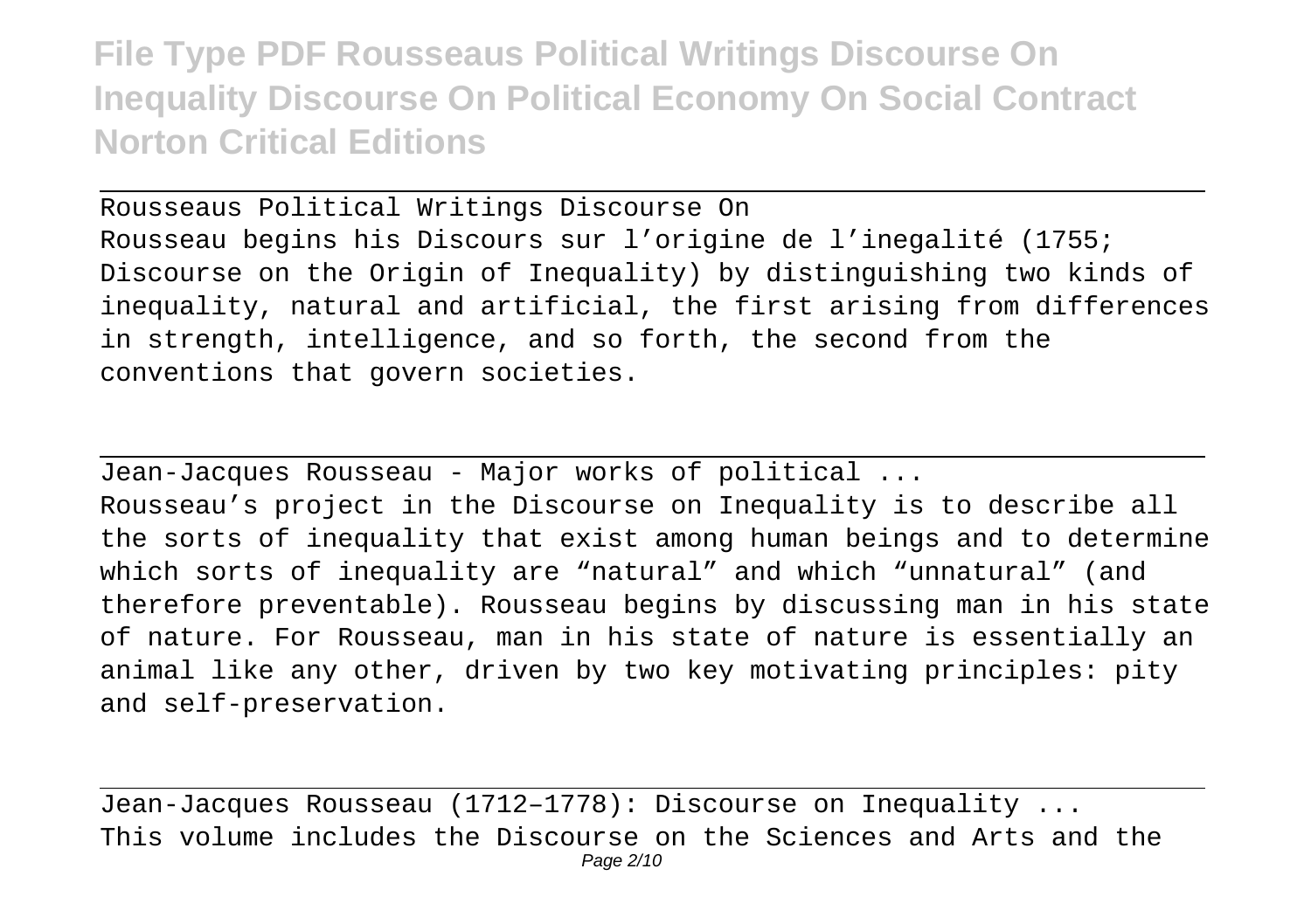Rousseaus Political Writings Discourse On

Rousseau begins his Discours sur l'origine de l'inegalité (1755; Discourse on the Origin of Inequality) by distinguishing two kinds of inequality, natural and artificial, the first arising from differences in strength, intelligence, and so forth, the second from the conventions that govern societies.

Jean-Jacques Rousseau - Major works of political ...

Rousseau's project in the Discourse on Inequality is to describe all the sorts of inequality that exist among human beings and to determine which sorts of inequality are "natural" and which "unnatural" (and therefore preventable). Rousseau begins by discussing man in his state of nature. For Rousseau, man in his state of nature is essentially an animal like any other, driven by two key motivating principles: pity and self-preservation.

Jean-Jacques Rousseau (1712–1778): Discourse on Inequality ...

This volume includes the Discourse on the Sciences and Arts and the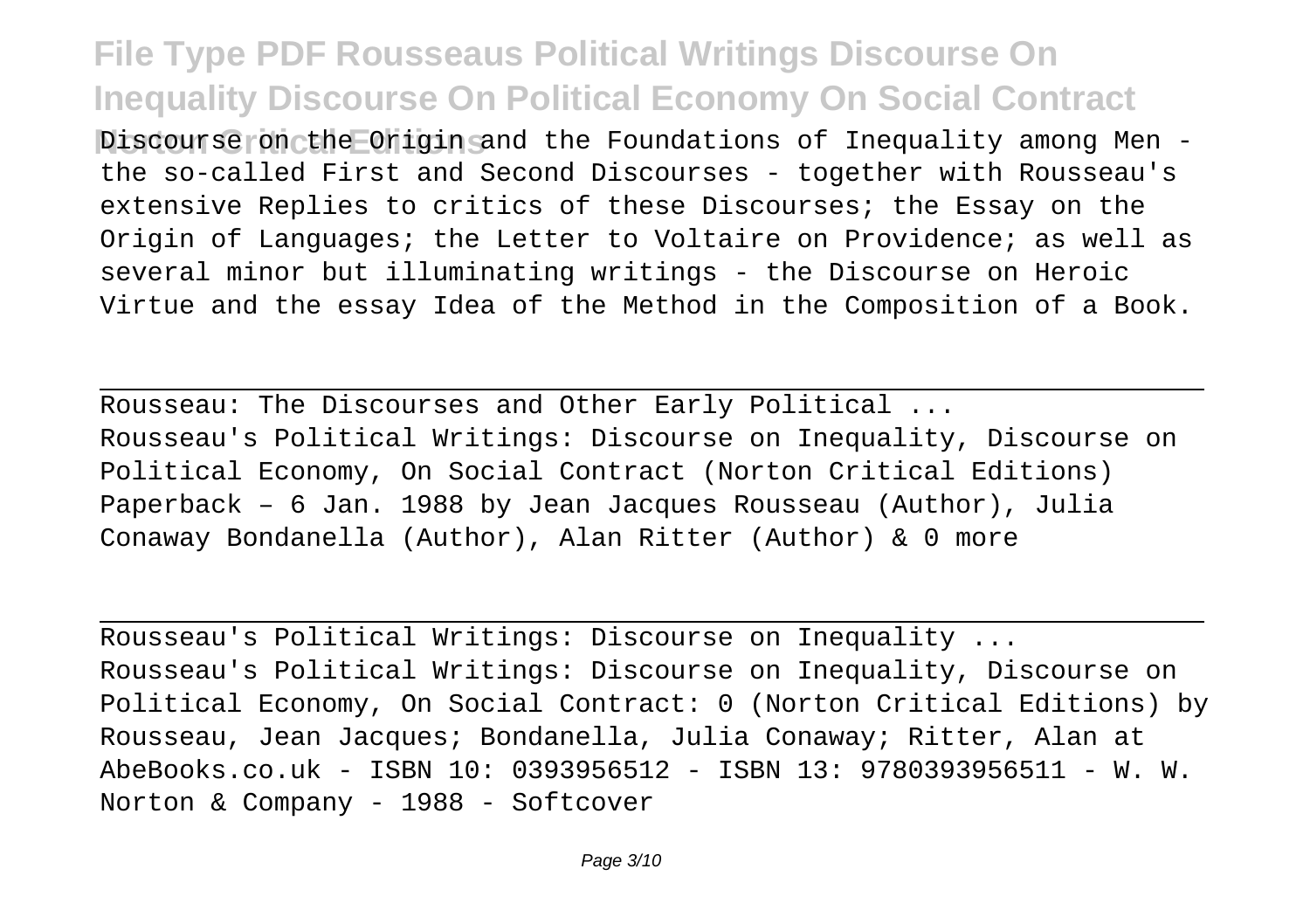Discourse on the Origin and the Foundations of Inequality among Men - the so-called First and Second Discourses - together with Rousseau's extensive Replies to critics of these Discourses; the Essay on the Origin of Languages; the Letter to Voltaire on Providence; as well as several minor but illuminating writings - the Discourse on Heroic Virtue and the essay Idea of the Method in the Composition of a Book.

---

Rousseau: The Discourses and Other Early Political ...

Rousseau's Political Writings: Discourse on Inequality, Discourse on Political Economy, On Social Contract (Norton Critical Editions) Paperback – 6 Jan. 1988 by Jean Jacques Rousseau (Author), Julia Conaway Bondanella (Author), Alan Ritter (Author) & 0 more

---

Rousseau's Political Writings: Discourse on Inequality ...

Rousseau's Political Writings: Discourse on Inequality, Discourse on Political Economy, On Social Contract: 0 (Norton Critical Editions) by Rousseau, Jean Jacques; Bondanella, Julia Conaway; Ritter, Alan at AbeBooks.co.uk - ISBN 10: 0393956512 - ISBN 13: 9780393956511 - W. W. Norton & Company - 1988 - Softcover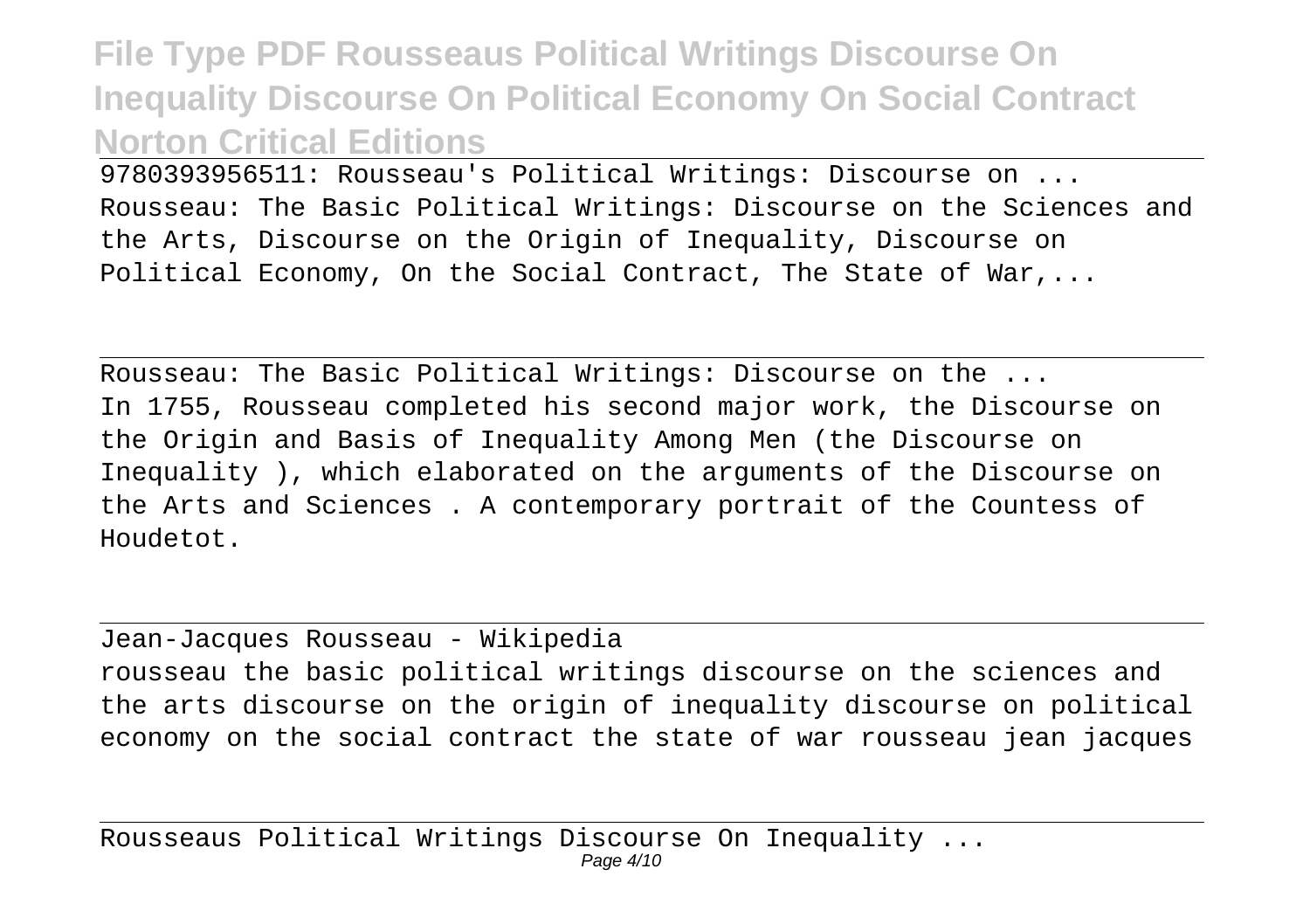9780393956511: Rousseau's Political Writings: Discourse on ...
Rousseau: The Basic Political Writings: Discourse on the Sciences and the Arts, Discourse on the Origin of Inequality, Discourse on Political Economy, On the Social Contract, The State of War,...

Rousseau: The Basic Political Writings: Discourse on the ...
In 1755, Rousseau completed his second major work, the Discourse on the Origin and Basis of Inequality Among Men (the Discourse on Inequality ), which elaborated on the arguments of the Discourse on the Arts and Sciences . A contemporary portrait of the Countess of Houdetot.

Jean-Jacques Rousseau - Wikipedia
rousseau the basic political writings discourse on the sciences and the arts discourse on the origin of inequality discourse on political economy on the social contract the state of war rousseau jean jacques

Rousseaus Political Writings Discourse On Inequality ...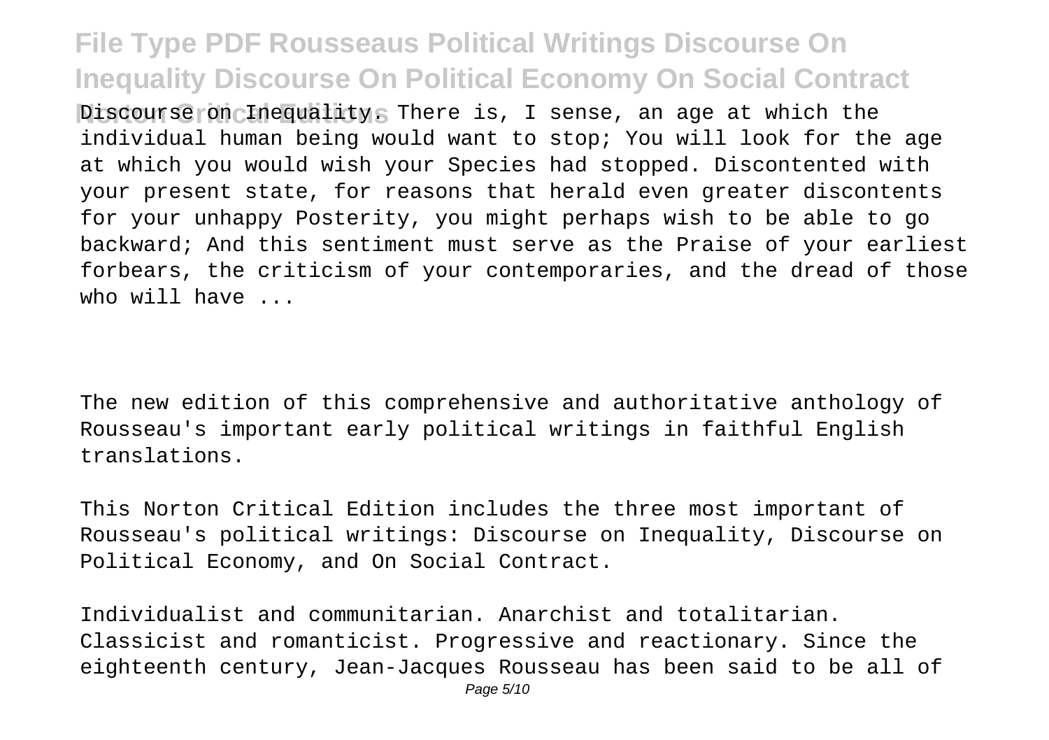Discourse on Inequality. There is, I sense, an age at which the individual human being would want to stop; You will look for the age at which you would wish your Species had stopped. Discontented with your present state, for reasons that herald even greater discontents for your unhappy Posterity, you might perhaps wish to be able to go backward; And this sentiment must serve as the Praise of your earliest forbears, the criticism of your contemporaries, and the dread of those who will have ...

The new edition of this comprehensive and authoritative anthology of Rousseau's important early political writings in faithful English translations.

This Norton Critical Edition includes the three most important of Rousseau's political writings: Discourse on Inequality, Discourse on Political Economy, and On Social Contract.

Individualist and communitarian. Anarchist and totalitarian. Classicist and romanticist. Progressive and reactionary. Since the eighteenth century, Jean-Jacques Rousseau has been said to be all of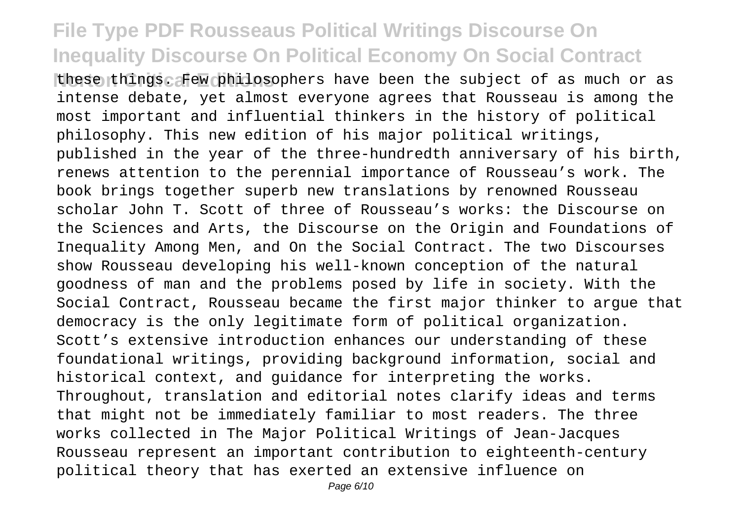these things. Few philosophers have been the subject of as much or as intense debate, yet almost everyone agrees that Rousseau is among the most important and influential thinkers in the history of political philosophy. This new edition of his major political writings, published in the year of the three-hundredth anniversary of his birth, renews attention to the perennial importance of Rousseau's work. The book brings together superb new translations by renowned Rousseau scholar John T. Scott of three of Rousseau's works: the Discourse on the Sciences and Arts, the Discourse on the Origin and Foundations of Inequality Among Men, and On the Social Contract. The two Discourses show Rousseau developing his well-known conception of the natural goodness of man and the problems posed by life in society. With the Social Contract, Rousseau became the first major thinker to argue that democracy is the only legitimate form of political organization. Scott's extensive introduction enhances our understanding of these foundational writings, providing background information, social and historical context, and guidance for interpreting the works. Throughout, translation and editorial notes clarify ideas and terms that might not be immediately familiar to most readers. The three works collected in The Major Political Writings of Jean-Jacques Rousseau represent an important contribution to eighteenth-century political theory that has exerted an extensive influence on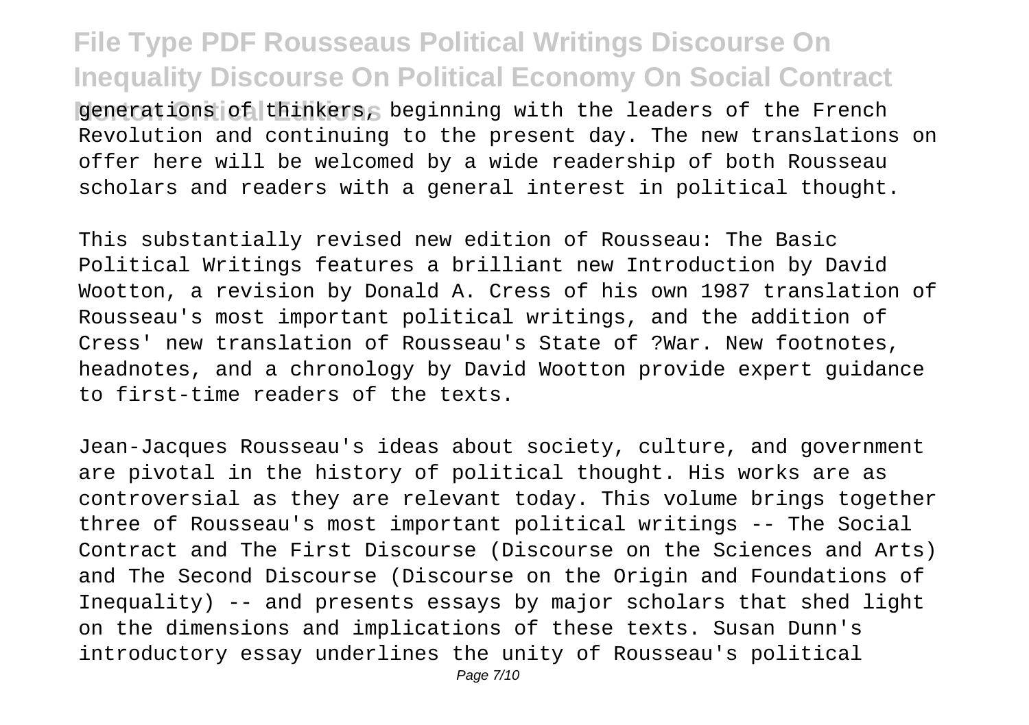generations of thinkers, beginning with the leaders of the French Revolution and continuing to the present day. The new translations on offer here will be welcomed by a wide readership of both Rousseau scholars and readers with a general interest in political thought.

This substantially revised new edition of Rousseau: The Basic Political Writings features a brilliant new Introduction by David Wootton, a revision by Donald A. Cress of his own 1987 translation of Rousseau's most important political writings, and the addition of Cress' new translation of Rousseau's State of ?War. New footnotes, headnotes, and a chronology by David Wootton provide expert guidance to first-time readers of the texts.

Jean-Jacques Rousseau's ideas about society, culture, and government are pivotal in the history of political thought. His works are as controversial as they are relevant today. This volume brings together three of Rousseau's most important political writings -- The Social Contract and The First Discourse (Discourse on the Sciences and Arts) and The Second Discourse (Discourse on the Origin and Foundations of Inequality) -- and presents essays by major scholars that shed light on the dimensions and implications of these texts. Susan Dunn's introductory essay underlines the unity of Rousseau's political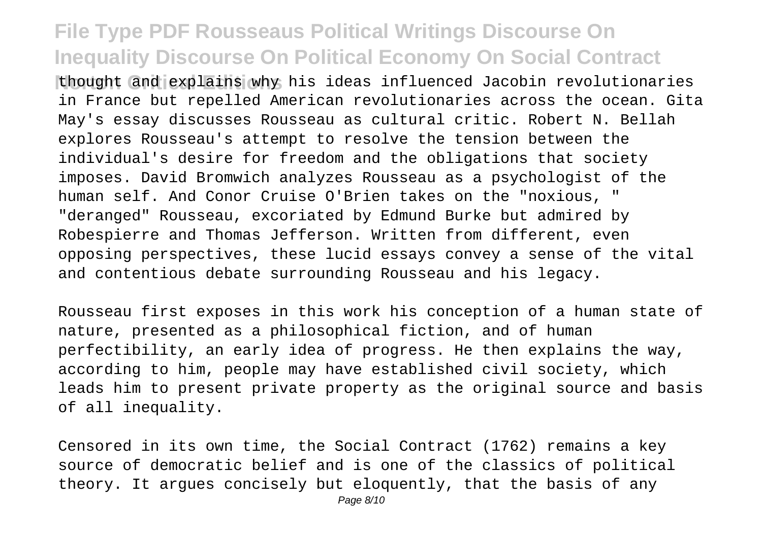thought and explains why his ideas influenced Jacobin revolutionaries in France but repelled American revolutionaries across the ocean. Gita May's essay discusses Rousseau as cultural critic. Robert N. Bellah explores Rousseau's attempt to resolve the tension between the individual's desire for freedom and the obligations that society imposes. David Bromwich analyzes Rousseau as a psychologist of the human self. And Conor Cruise O'Brien takes on the "noxious, " "deranged" Rousseau, excoriated by Edmund Burke but admired by Robespierre and Thomas Jefferson. Written from different, even opposing perspectives, these lucid essays convey a sense of the vital and contentious debate surrounding Rousseau and his legacy.

Rousseau first exposes in this work his conception of a human state of nature, presented as a philosophical fiction, and of human perfectibility, an early idea of progress. He then explains the way, according to him, people may have established civil society, which leads him to present private property as the original source and basis of all inequality.

Censored in its own time, the Social Contract (1762) remains a key source of democratic belief and is one of the classics of political theory. It argues concisely but eloquently, that the basis of any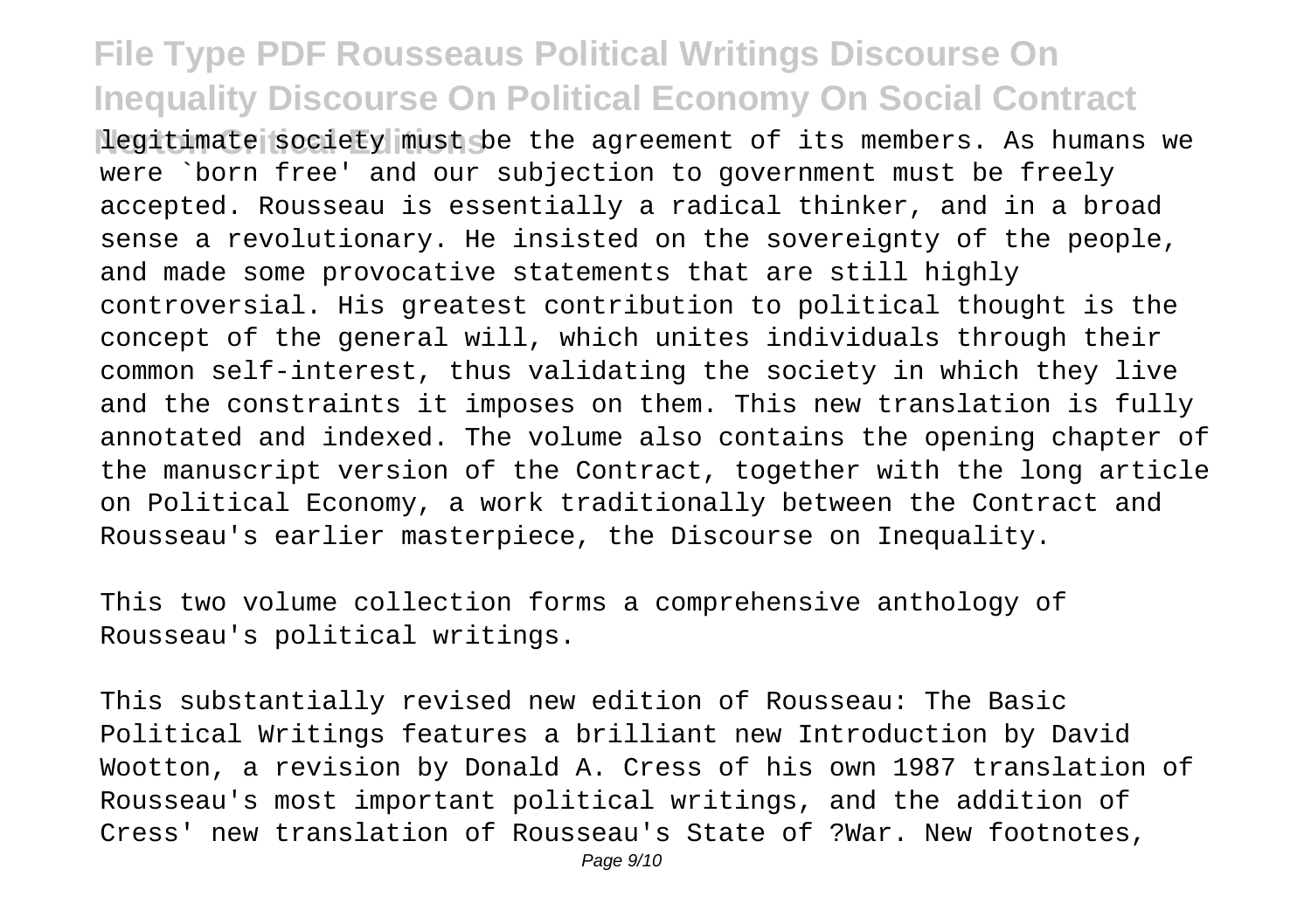legitimate society must be the agreement of its members. As humans we were `born free' and our subjection to government must be freely accepted. Rousseau is essentially a radical thinker, and in a broad sense a revolutionary. He insisted on the sovereignty of the people, and made some provocative statements that are still highly controversial. His greatest contribution to political thought is the concept of the general will, which unites individuals through their common self-interest, thus validating the society in which they live and the constraints it imposes on them. This new translation is fully annotated and indexed. The volume also contains the opening chapter of the manuscript version of the Contract, together with the long article on Political Economy, a work traditionally between the Contract and Rousseau's earlier masterpiece, the Discourse on Inequality.

This two volume collection forms a comprehensive anthology of Rousseau's political writings.

This substantially revised new edition of Rousseau: The Basic Political Writings features a brilliant new Introduction by David Wootton, a revision by Donald A. Cress of his own 1987 translation of Rousseau's most important political writings, and the addition of Cress' new translation of Rousseau's State of ?War. New footnotes,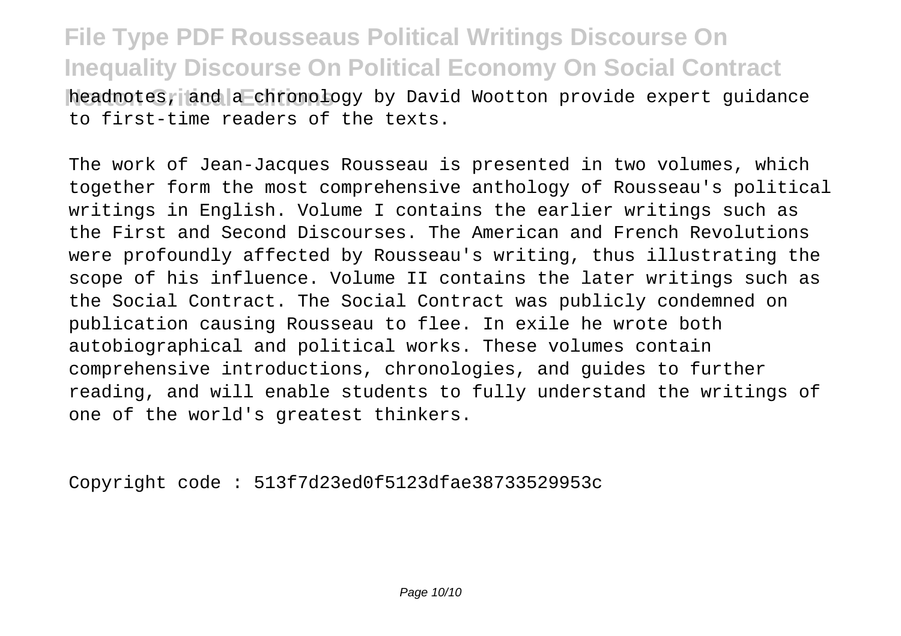headnotes, and a chronology by David Wootton provide expert guidance to first-time readers of the texts.

The work of Jean-Jacques Rousseau is presented in two volumes, which together form the most comprehensive anthology of Rousseau's political writings in English. Volume I contains the earlier writings such as the First and Second Discourses. The American and French Revolutions were profoundly affected by Rousseau's writing, thus illustrating the scope of his influence. Volume II contains the later writings such as the Social Contract. The Social Contract was publicly condemned on publication causing Rousseau to flee. In exile he wrote both autobiographical and political works. These volumes contain comprehensive introductions, chronologies, and guides to further reading, and will enable students to fully understand the writings of one of the world's greatest thinkers.

Copyright code : 513f7d23ed0f5123dfae38733529953c